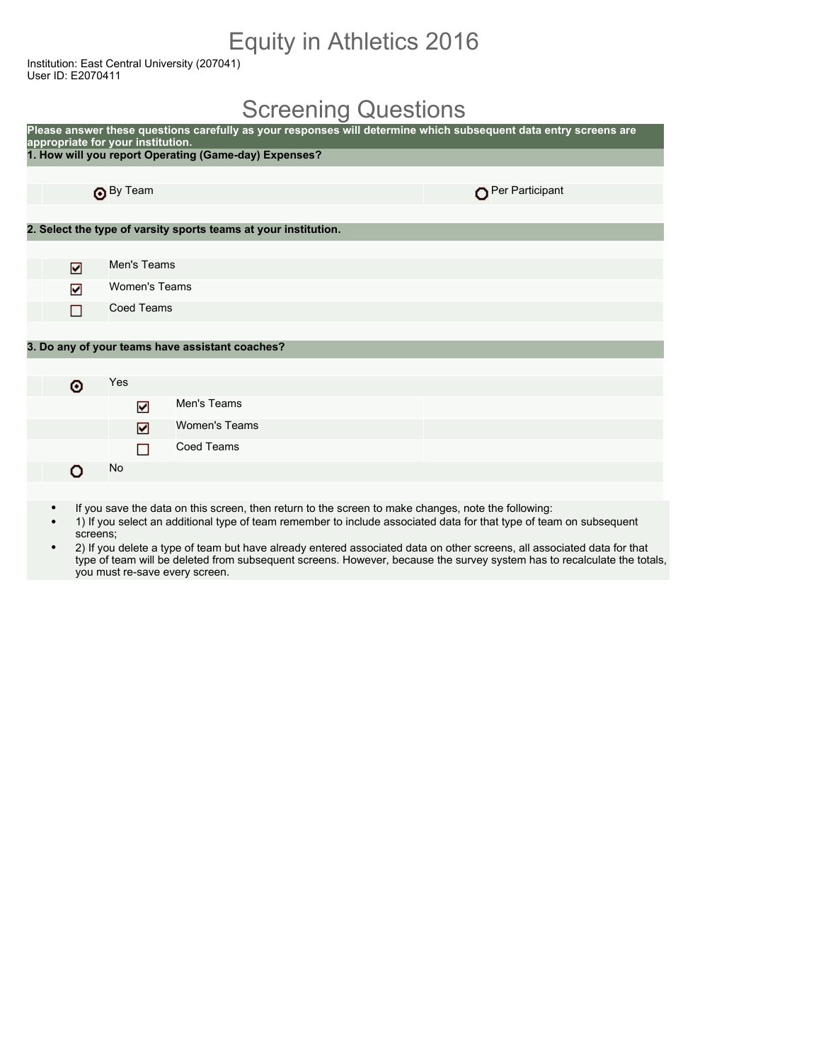# Equity in Athletics 2016

Institution: East Central University (207041)
User ID: E2070411

## Screening Questions

**Please answer these questions carefully as your responses will determine which subsequent data entry screens are appropriate for your institution.**

**1. How will you report Operating (Game-day) Expenses?**

- (●) By Team
- ( ) Per Participant

**2. Select the type of varsity sports teams at your institution.**

- [x] Men's Teams
- [x] Women's Teams
- [ ] Coed Teams

**3. Do any of your teams have assistant coaches?**

- (●) Yes
  - [x] Men's Teams
  - [x] Women's Teams
  - [ ] Coed Teams
- ( ) No

- If you save the data on this screen, then return to the screen to make changes, note the following:
- 1) If you select an additional type of team remember to include associated data for that type of team on subsequent screens;
- 2) If you delete a type of team but have already entered associated data on other screens, all associated data for that type of team will be deleted from subsequent screens. However, because the survey system has to recalculate the totals, you must re-save every screen.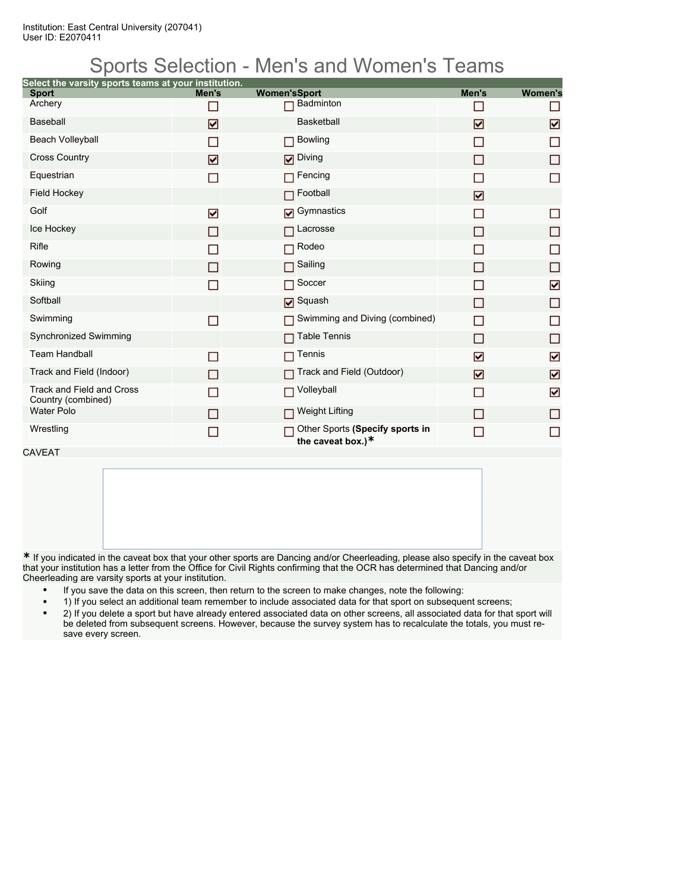Institution: East Central University (207041)
User ID: E2070411

# Sports Selection - Men's and Women's Teams

**Select the varsity sports teams at your institution.**

| Sport | Men's | Women's | Sport | Men's | Women's |
|---|---|---|---|---|---|
| Archery | ☐ | ☐ | Badminton | ☐ | ☐ |
| Baseball | ☑ | | Basketball | ☑ | ☑ |
| Beach Volleyball | ☐ | ☐ | Bowling | ☐ | ☐ |
| Cross Country | ☑ | ☑ | Diving | ☐ | ☐ |
| Equestrian | ☐ | ☐ | Fencing | ☐ | ☐ |
| Field Hockey | | ☐ | Football | ☑ | |
| Golf | ☑ | ☑ | Gymnastics | ☐ | ☐ |
| Ice Hockey | ☐ | ☐ | Lacrosse | ☐ | ☐ |
| Rifle | ☐ | ☐ | Rodeo | ☐ | ☐ |
| Rowing | ☐ | ☐ | Sailing | ☐ | ☐ |
| Skiing | ☐ | ☐ | Soccer | ☐ | ☑ |
| Softball | | ☑ | Squash | ☐ | ☐ |
| Swimming | ☐ | ☐ | Swimming and Diving (combined) | ☐ | ☐ |
| Synchronized Swimming | | ☐ | Table Tennis | ☐ | ☐ |
| Team Handball | ☐ | ☐ | Tennis | ☑ | ☑ |
| Track and Field (Indoor) | ☐ | ☐ | Track and Field (Outdoor) | ☑ | ☑ |
| Track and Field and Cross Country (combined) | ☐ | ☐ | Volleyball | ☐ | ☑ |
| Water Polo | ☐ | ☐ | Weight Lifting | ☐ | ☐ |
| Wrestling | ☐ | ☐ | Other Sports **(Specify sports in the caveat box.)*** | ☐ | ☐ |

CAVEAT

\* If you indicated in the caveat box that your other sports are Dancing and/or Cheerleading, please also specify in the caveat box that your institution has a letter from the Office for Civil Rights confirming that the OCR has determined that Dancing and/or Cheerleading are varsity sports at your institution.

- If you save the data on this screen, then return to the screen to make changes, note the following:
- 1) If you select an additional team remember to include associated data for that sport on subsequent screens;
- 2) If you delete a sport but have already entered associated data on other screens, all associated data for that sport will be deleted from subsequent screens. However, because the survey system has to recalculate the totals, you must re-save every screen.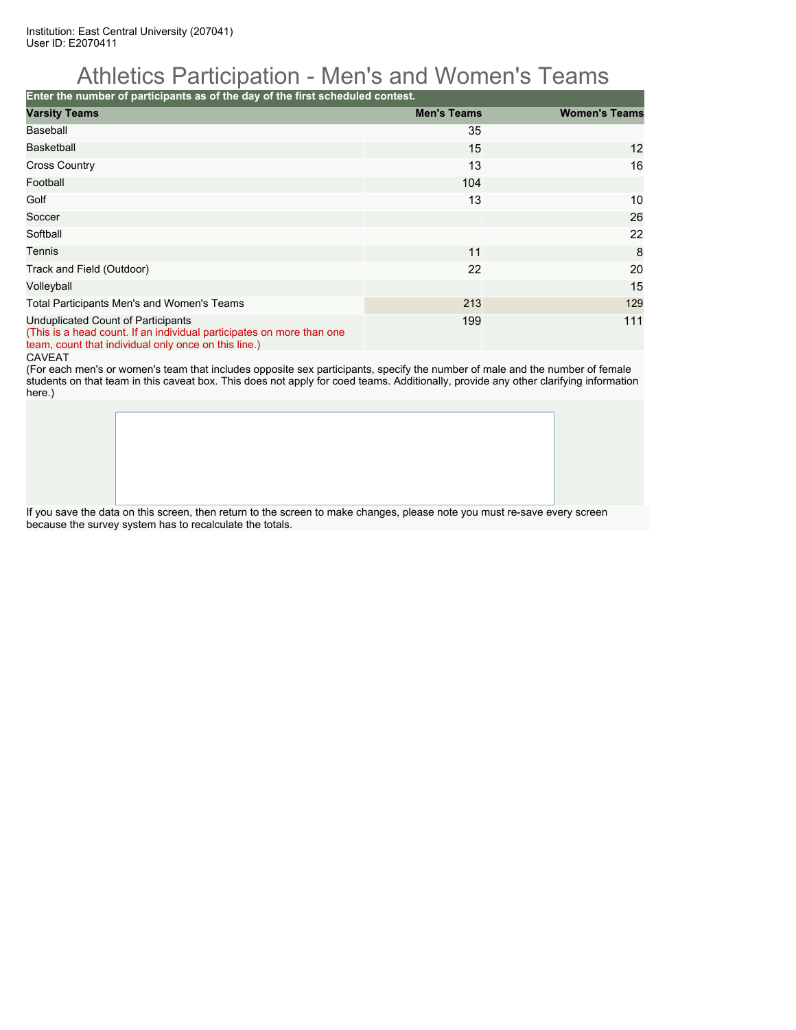Institution: East Central University (207041)
User ID: E2070411

# Athletics Participation - Men's and Women's Teams

**Enter the number of participants as of the day of the first scheduled contest.**

| Varsity Teams | Men's Teams | Women's Teams |
|---|---|---|
| Baseball | 35 | |
| Basketball | 15 | 12 |
| Cross Country | 13 | 16 |
| Football | 104 | |
| Golf | 13 | 10 |
| Soccer | | 26 |
| Softball | | 22 |
| Tennis | 11 | 8 |
| Track and Field (Outdoor) | 22 | 20 |
| Volleyball | | 15 |
| Total Participants Men's and Women's Teams | 213 | 129 |
| Unduplicated Count of Participants (This is a head count. If an individual participates on more than one team, count that individual only once on this line.) | 199 | 111 |

CAVEAT
(For each men's or women's team that includes opposite sex participants, specify the number of male and the number of female students on that team in this caveat box. This does not apply for coed teams. Additionally, provide any other clarifying information here.)

If you save the data on this screen, then return to the screen to make changes, please note you must re-save every screen because the survey system has to recalculate the totals.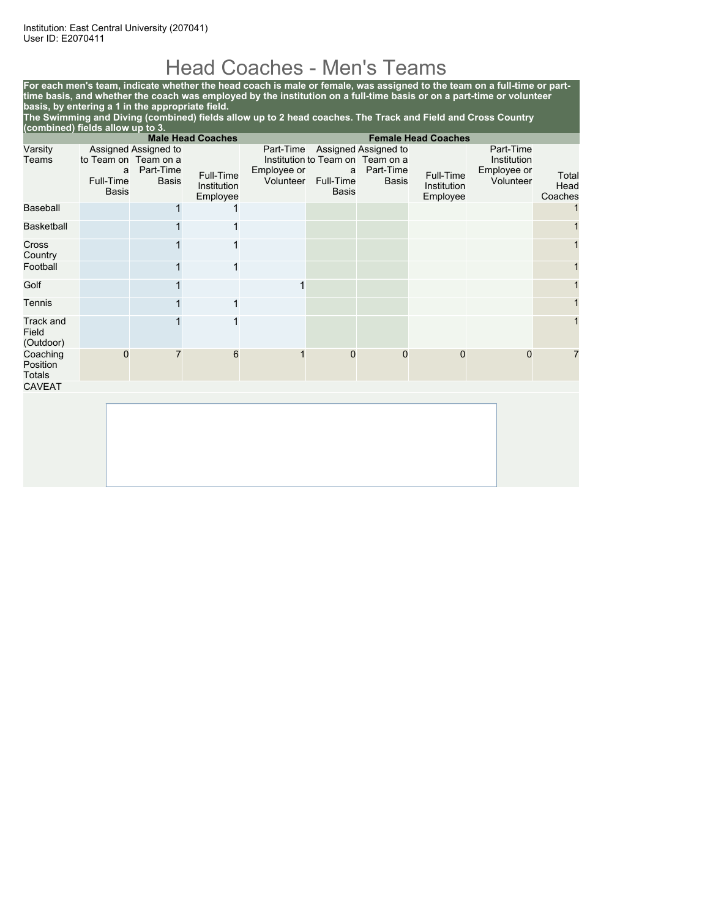Institution: East Central University (207041)
User ID: E2070411

# Head Coaches - Men's Teams

**For each men's team, indicate whether the head coach is male or female, was assigned to the team on a full-time or part-time basis, and whether the coach was employed by the institution on a full-time basis or on a part-time or volunteer basis, by entering a 1 in the appropriate field.**
**The Swimming and Diving (combined) fields allow up to 2 head coaches. The Track and Field and Cross Country (combined) fields allow up to 3.**

| | Male Head Coaches | | | | Female Head Coaches | | | | |
|---|---|---|---|---|---|---|---|---|---|
| Varsity Teams | Assigned to Team on a Full-Time Basis | Assigned to Team on a Part-Time Basis | Full-Time Institution Employee | Part-Time Institution Employee or Volunteer | Assigned to Team on a Full-Time Basis | Assigned to Team on a Part-Time Basis | Full-Time Institution Employee | Part-Time Institution Employee or Volunteer | Total Head Coaches |
| Baseball | | 1 | 1 | | | | | | 1 |
| Basketball | | 1 | 1 | | | | | | 1 |
| Cross Country | | 1 | 1 | | | | | | 1 |
| Football | | 1 | 1 | | | | | | 1 |
| Golf | | 1 | | 1 | | | | | 1 |
| Tennis | | 1 | 1 | | | | | | 1 |
| Track and Field (Outdoor) | | 1 | 1 | | | | | | 1 |
| Coaching Position Totals | 0 | 7 | 6 | 1 | 0 | 0 | 0 | 0 | 7 |

CAVEAT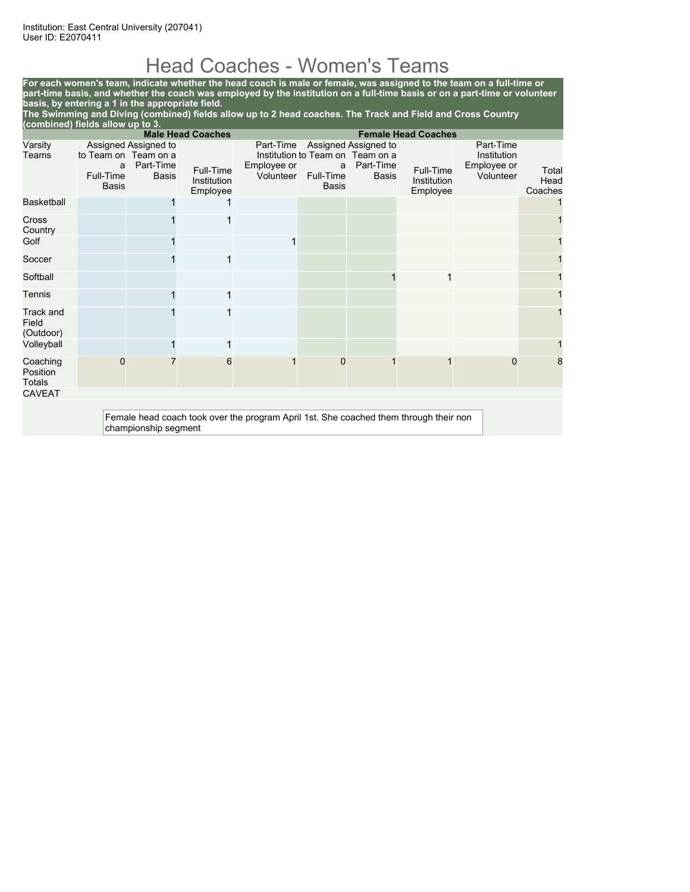Institution: East Central University (207041)
User ID: E2070411

# Head Coaches - Women's Teams

**For each women's team, indicate whether the head coach is male or female, was assigned to the team on a full-time or part-time basis, and whether the coach was employed by the institution on a full-time basis or on a part-time or volunteer basis, by entering a 1 in the appropriate field.**
**The Swimming and Diving (combined) fields allow up to 2 head coaches. The Track and Field and Cross Country (combined) fields allow up to 3.**

| | Male Head Coaches | | | | Female Head Coaches | | | | |
|---|---|---|---|---|---|---|---|---|---|
| Varsity Teams | Assigned to Team on a Full-Time Basis | Assigned to Team on a Part-Time Basis | Full-Time Institution Employee | Part-Time Institution Employee or Volunteer | Assigned to Team on a Full-Time Basis | Assigned to Team on a Part-Time Basis | Full-Time Institution Employee | Part-Time Institution Employee or Volunteer | Total Head Coaches |
| Basketball | | 1 | 1 | | | | | | 1 |
| Cross Country | | 1 | 1 | | | | | | 1 |
| Golf | | 1 | | 1 | | | | | 1 |
| Soccer | | 1 | 1 | | | | | | 1 |
| Softball | | | | | | 1 | 1 | | 1 |
| Tennis | | 1 | 1 | | | | | | 1 |
| Track and Field (Outdoor) | | 1 | 1 | | | | | | 1 |
| Volleyball | | 1 | 1 | | | | | | 1 |
| Coaching Position Totals | 0 | 7 | 6 | 1 | 0 | 1 | 1 | 0 | 8 |

CAVEAT

Female head coach took over the program April 1st. She coached them through their non championship segment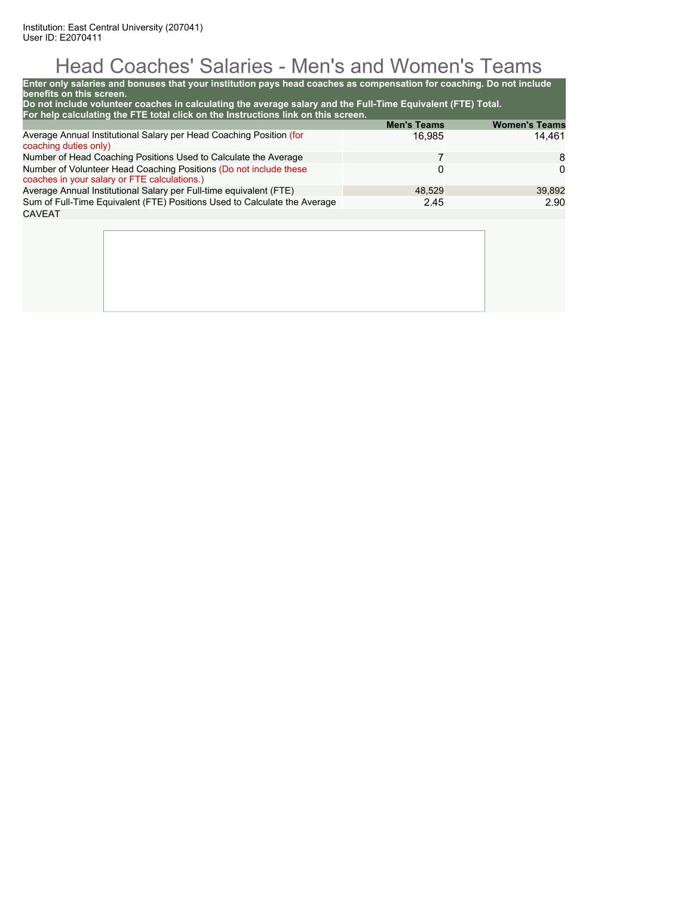Institution: East Central University (207041)
User ID: E2070411

# Head Coaches' Salaries - Men's and Women's Teams

**Enter only salaries and bonuses that your institution pays head coaches as compensation for coaching. Do not include benefits on this screen.**
**Do not include volunteer coaches in calculating the average salary and the Full-Time Equivalent (FTE) Total.**
**For help calculating the FTE total click on the Instructions link on this screen.**

| | Men's Teams | Women's Teams |
|---|---|---|
| Average Annual Institutional Salary per Head Coaching Position (for coaching duties only) | 16,985 | 14,461 |
| Number of Head Coaching Positions Used to Calculate the Average | 7 | 8 |
| Number of Volunteer Head Coaching Positions (Do not include these coaches in your salary or FTE calculations.) | 0 | 0 |
| Average Annual Institutional Salary per Full-time equivalent (FTE) | 48,529 | 39,892 |
| Sum of Full-Time Equivalent (FTE) Positions Used to Calculate the Average | 2.45 | 2.90 |

CAVEAT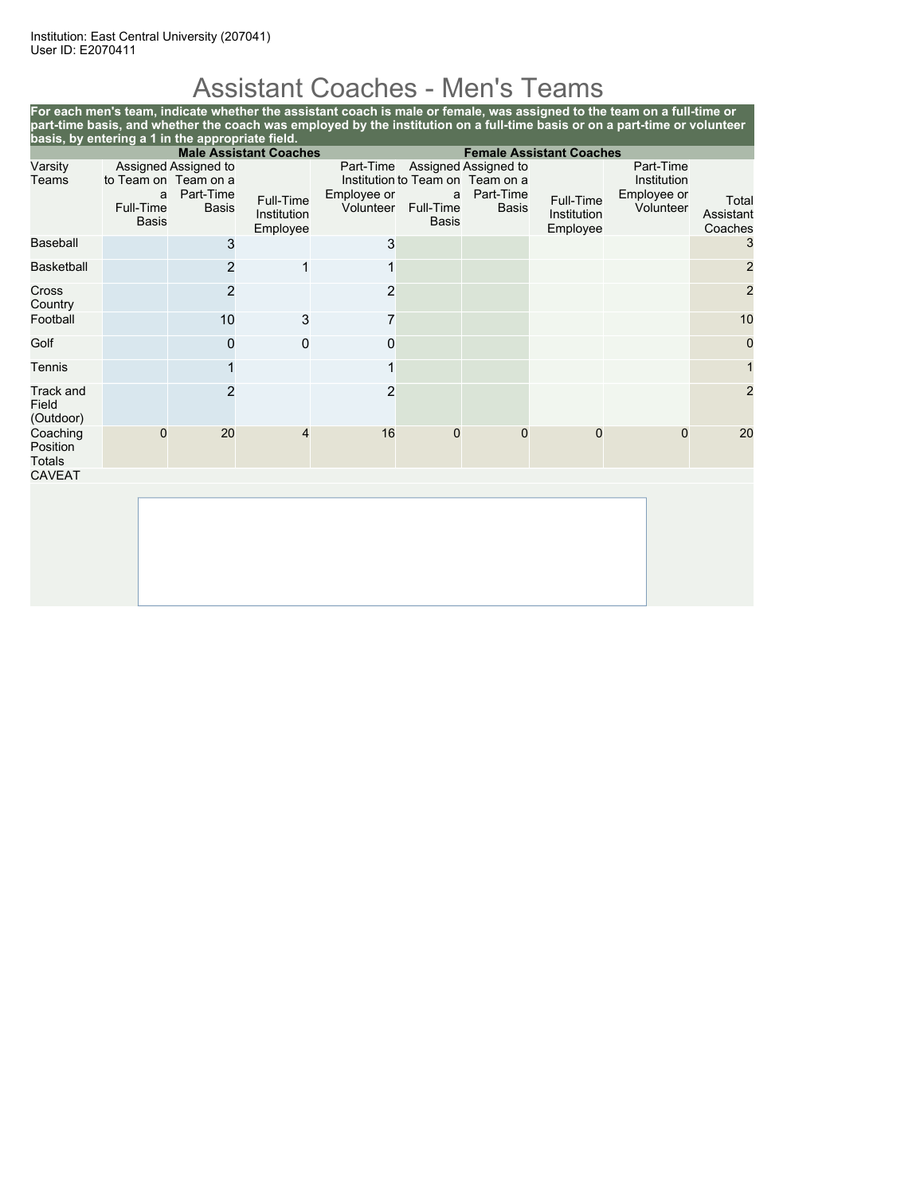Institution: East Central University (207041)
User ID: E2070411

# Assistant Coaches - Men's Teams

**For each men's team, indicate whether the assistant coach is male or female, was assigned to the team on a full-time or part-time basis, and whether the coach was employed by the institution on a full-time basis or on a part-time or volunteer basis, by entering a 1 in the appropriate field.**

| | Male Assistant Coaches | | | | Female Assistant Coaches | | | | |
|---|---|---|---|---|---|---|---|---|---|
| Varsity Teams | Assigned to Team on a Full-Time Basis | Assigned to Team on a Part-Time Basis | Full-Time Institution Employee | Part-Time Institution Employee or Volunteer | Assigned to Team on a Full-Time Basis | Assigned to Team on a Part-Time Basis | Full-Time Institution Employee | Part-Time Institution Employee or Volunteer | Total Assistant Coaches |
| Baseball | | 3 | | 3 | | | | | 3 |
| Basketball | | 2 | 1 | 1 | | | | | 2 |
| Cross Country | | 2 | | 2 | | | | | 2 |
| Football | | 10 | 3 | 7 | | | | | 10 |
| Golf | | 0 | 0 | 0 | | | | | 0 |
| Tennis | | 1 | | 1 | | | | | 1 |
| Track and Field (Outdoor) | | 2 | | 2 | | | | | 2 |
| Coaching Position Totals | 0 | 20 | 4 | 16 | 0 | 0 | 0 | 0 | 20 |

CAVEAT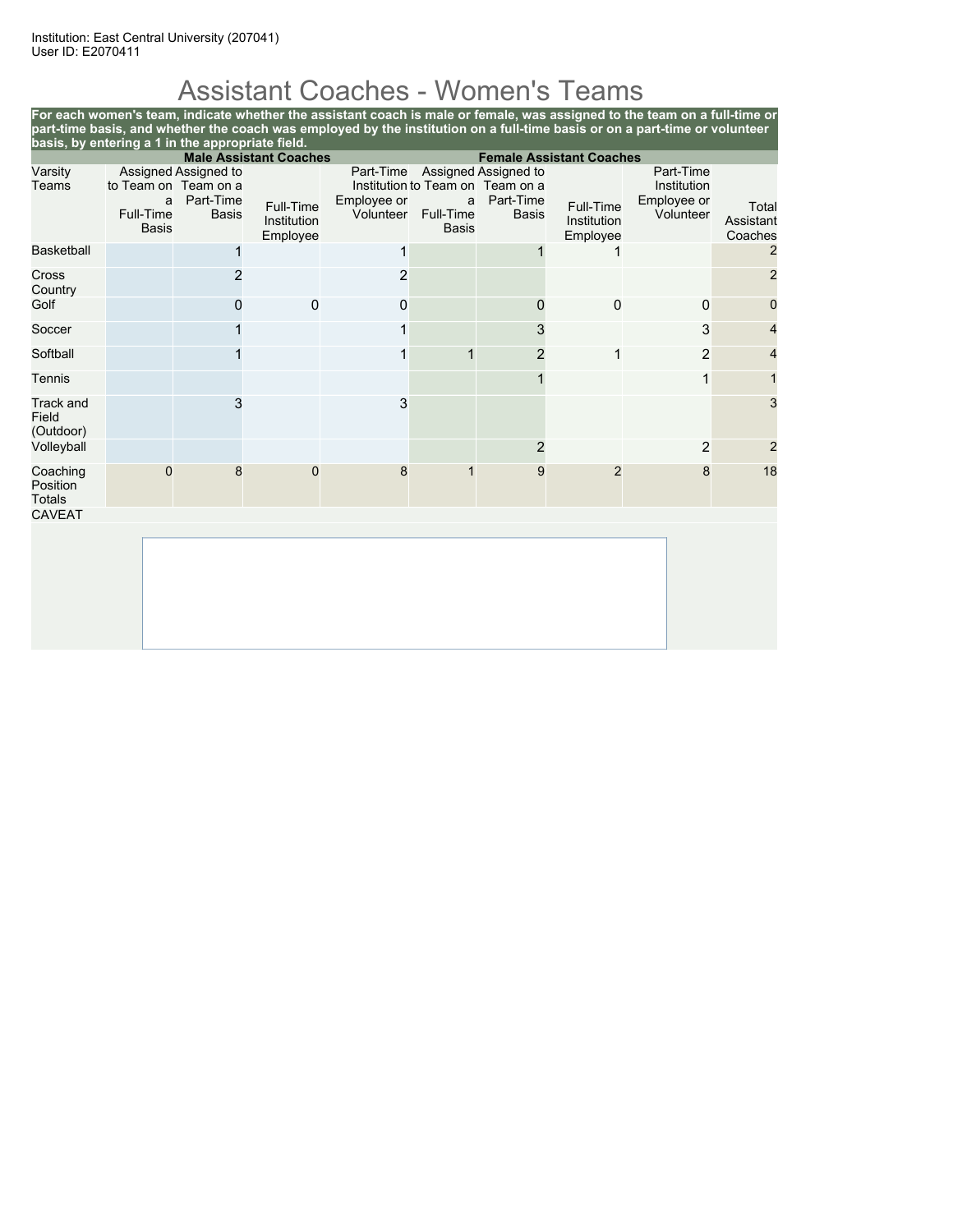Institution: East Central University (207041)
User ID: E2070411

# Assistant Coaches - Women's Teams

**For each women's team, indicate whether the assistant coach is male or female, was assigned to the team on a full-time or part-time basis, and whether the coach was employed by the institution on a full-time basis or on a part-time or volunteer basis, by entering a 1 in the appropriate field.**

| | Male Assistant Coaches | | | | Female Assistant Coaches | | | | |
|---|---|---|---|---|---|---|---|---|---|
| Varsity Teams | Assigned to Team on a Full-Time Basis | Assigned to Team on a Part-Time Basis | Full-Time Institution Employee | Part-Time Institution Employee or Volunteer | Assigned to Team on a Full-Time Basis | Assigned to Team on a Part-Time Basis | Full-Time Institution Employee | Part-Time Institution Employee or Volunteer | Total Assistant Coaches |
| Basketball | | 1 | | 1 | | 1 | 1 | | 2 |
| Cross Country | | 2 | | 2 | | | | | 2 |
| Golf | | 0 | 0 | 0 | | 0 | 0 | 0 | 0 |
| Soccer | | 1 | | 1 | | 3 | | 3 | 4 |
| Softball | | 1 | | 1 | 1 | 2 | 1 | 2 | 4 |
| Tennis | | | | | | 1 | | 1 | 1 |
| Track and Field (Outdoor) | | 3 | | 3 | | | | | 3 |
| Volleyball | | | | | | 2 | | 2 | 2 |
| Coaching Position Totals | 0 | 8 | 0 | 8 | 1 | 9 | 2 | 8 | 18 |

CAVEAT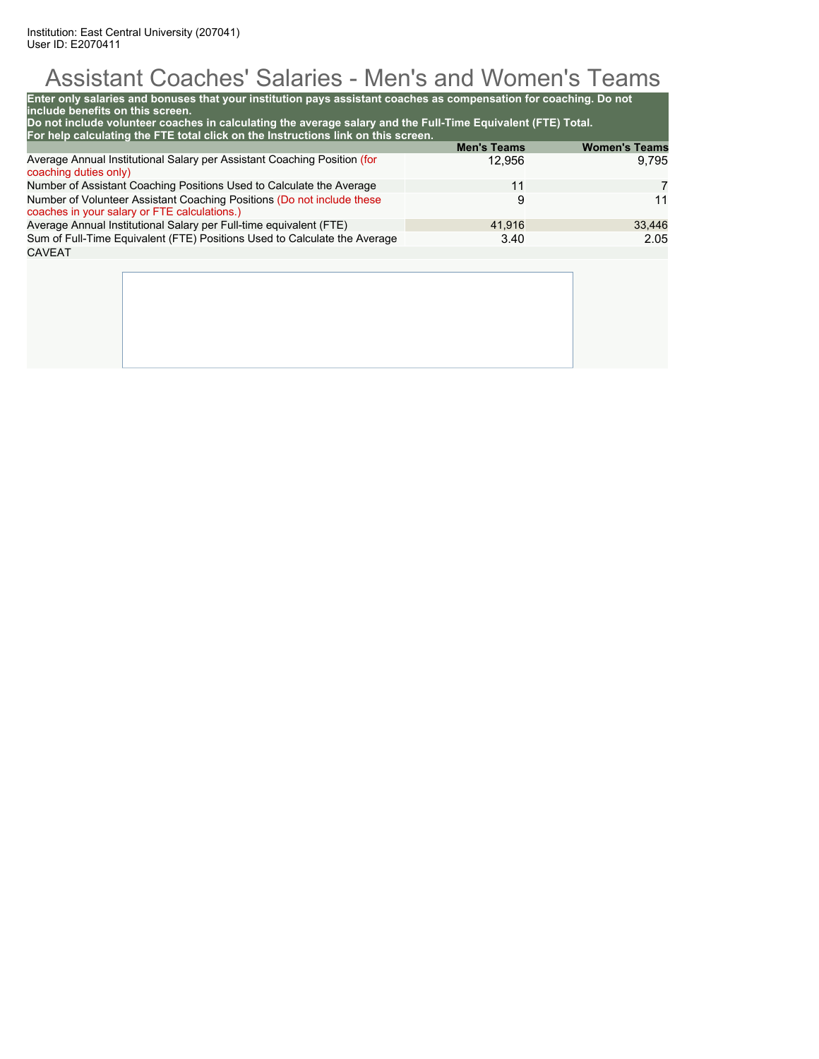Institution: East Central University (207041)
User ID: E2070411

# Assistant Coaches' Salaries - Men's and Women's Teams

**Enter only salaries and bonuses that your institution pays assistant coaches as compensation for coaching. Do not include benefits on this screen.**
**Do not include volunteer coaches in calculating the average salary and the Full-Time Equivalent (FTE) Total.**
**For help calculating the FTE total click on the Instructions link on this screen.**

| | Men's Teams | Women's Teams |
|---|---|---|
| Average Annual Institutional Salary per Assistant Coaching Position (for coaching duties only) | 12,956 | 9,795 |
| Number of Assistant Coaching Positions Used to Calculate the Average | 11 | 7 |
| Number of Volunteer Assistant Coaching Positions (Do not include these coaches in your salary or FTE calculations.) | 9 | 11 |
| Average Annual Institutional Salary per Full-time equivalent (FTE) | 41,916 | 33,446 |
| Sum of Full-Time Equivalent (FTE) Positions Used to Calculate the Average | 3.40 | 2.05 |

CAVEAT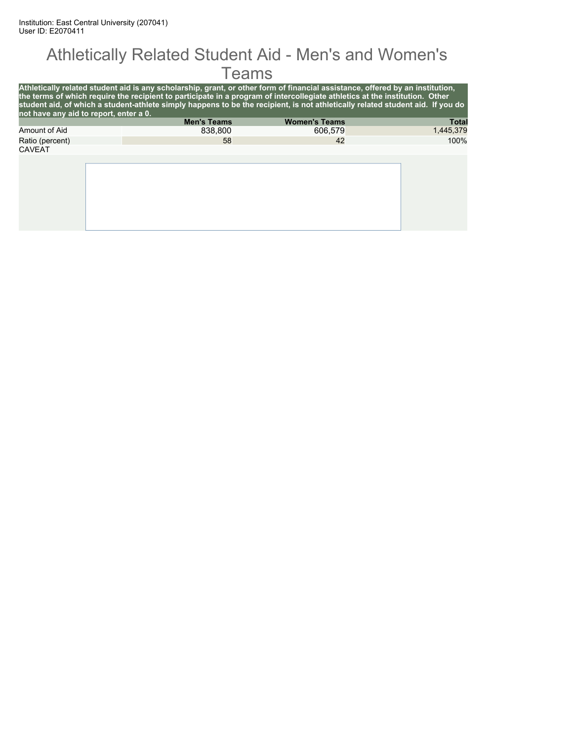Institution: East Central University (207041)
User ID: E2070411

# Athletically Related Student Aid - Men's and Women's Teams

**Athletically related student aid is any scholarship, grant, or other form of financial assistance, offered by an institution, the terms of which require the recipient to participate in a program of intercollegiate athletics at the institution. Other student aid, of which a student-athlete simply happens to be the recipient, is not athletically related student aid. If you do not have any aid to report, enter a 0.**

| | Men's Teams | Women's Teams | Total |
|---|---|---|---|
| Amount of Aid | 838,800 | 606,579 | 1,445,379 |
| Ratio (percent) | 58 | 42 | 100% |

CAVEAT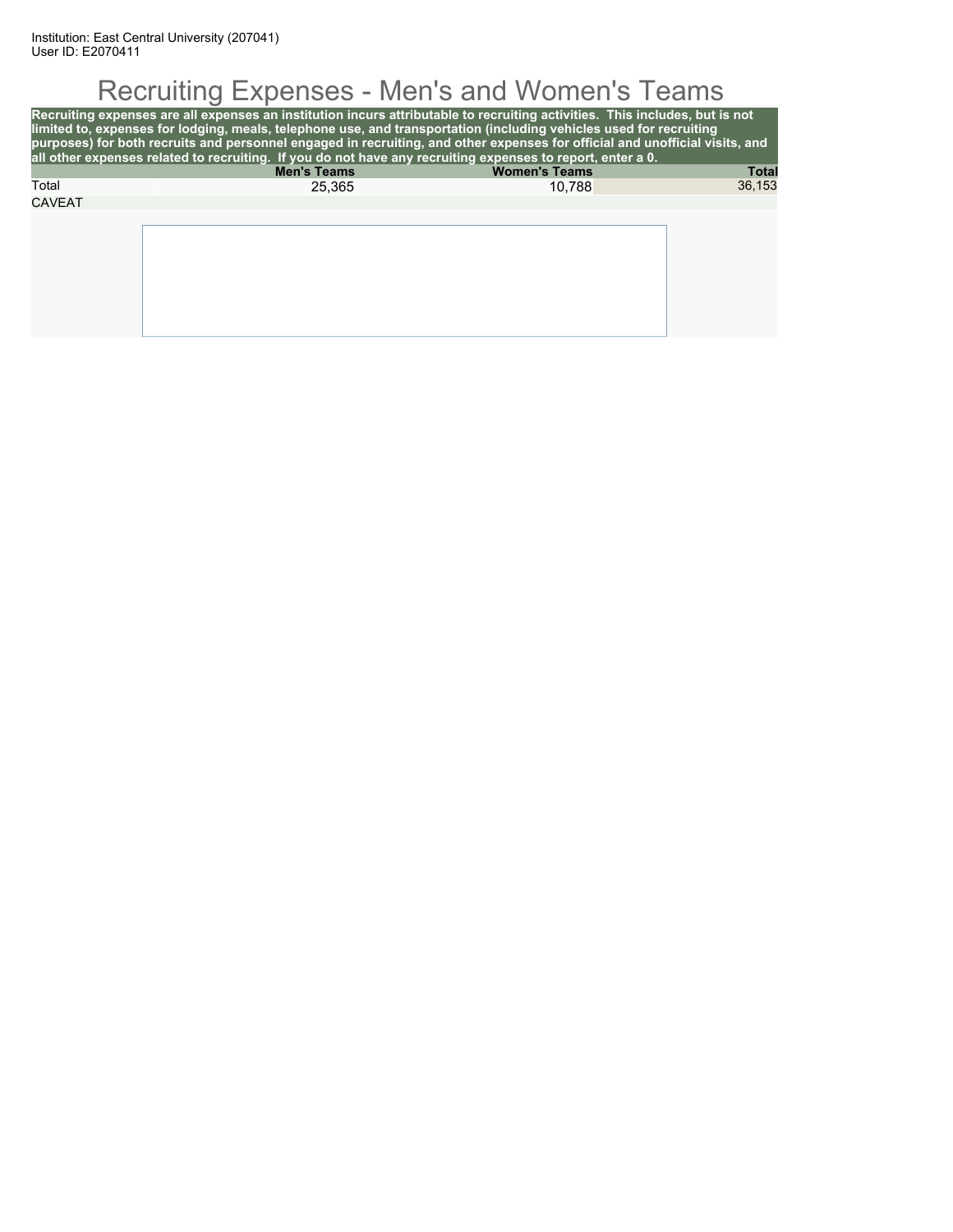Institution: East Central University (207041)
User ID: E2070411

# Recruiting Expenses - Men's and Women's Teams

**Recruiting expenses are all expenses an institution incurs attributable to recruiting activities. This includes, but is not limited to, expenses for lodging, meals, telephone use, and transportation (including vehicles used for recruiting purposes) for both recruits and personnel engaged in recruiting, and other expenses for official and unofficial visits, and all other expenses related to recruiting. If you do not have any recruiting expenses to report, enter a 0.**

| | Men's Teams | Women's Teams | Total |
|---|---|---|---|
| Total | 25,365 | 10,788 | 36,153 |

CAVEAT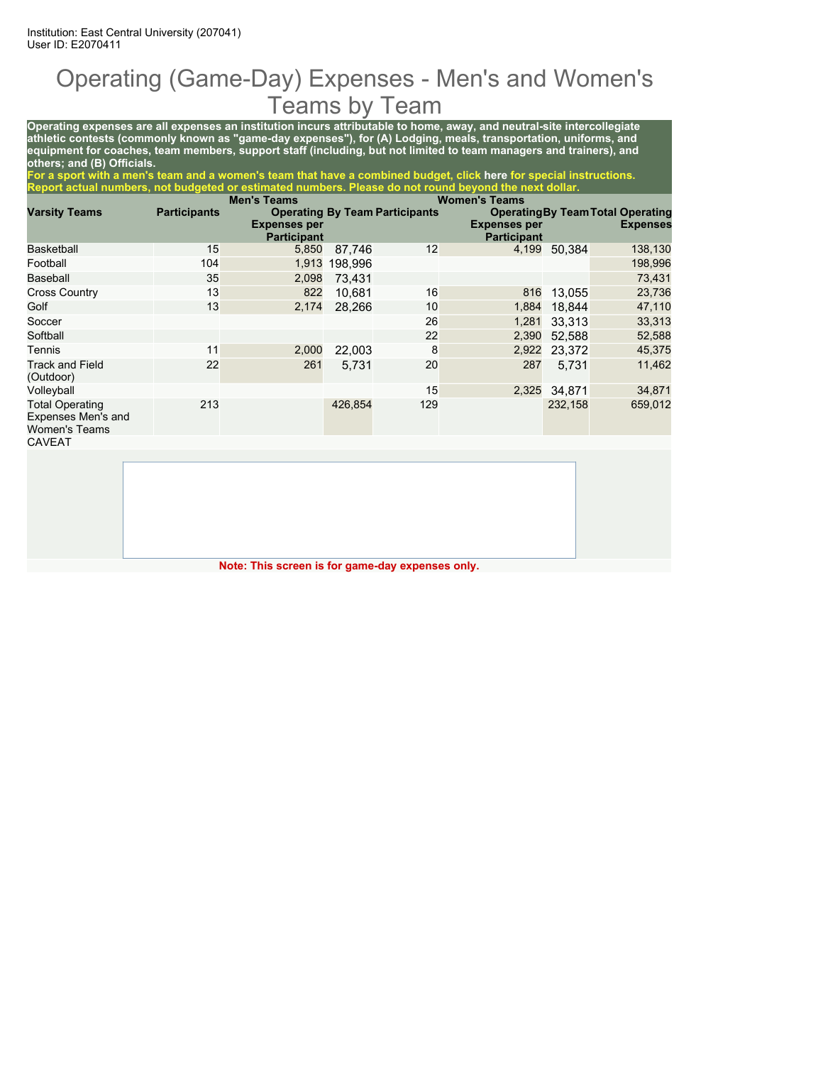Institution: East Central University (207041)
User ID: E2070411

# Operating (Game-Day) Expenses - Men's and Women's Teams by Team

**Operating expenses are all expenses an institution incurs attributable to home, away, and neutral-site intercollegiate athletic contests (commonly known as "game-day expenses"), for (A) Lodging, meals, transportation, uniforms, and equipment for coaches, team members, support staff (including, but not limited to team managers and trainers), and others; and (B) Officials.**

**For a sport with a men's team and a women's team that have a combined budget, click here for special instructions. Report actual numbers, not budgeted or estimated numbers. Please do not round beyond the next dollar.**

| Varsity Teams | Men's Teams | | | Women's Teams | | | |
|---|---|---|---|---|---|---|---|
| | Participants | Operating Expenses per Participant | By Team | Participants | Operating Expenses per Participant | By Team | Total Operating Expenses |
| Basketball | 15 | 5,850 | 87,746 | 12 | 4,199 | 50,384 | 138,130 |
| Football | 104 | 1,913 | 198,996 | | | | 198,996 |
| Baseball | 35 | 2,098 | 73,431 | | | | 73,431 |
| Cross Country | 13 | 822 | 10,681 | 16 | 816 | 13,055 | 23,736 |
| Golf | 13 | 2,174 | 28,266 | 10 | 1,884 | 18,844 | 47,110 |
| Soccer | | | | 26 | 1,281 | 33,313 | 33,313 |
| Softball | | | | 22 | 2,390 | 52,588 | 52,588 |
| Tennis | 11 | 2,000 | 22,003 | 8 | 2,922 | 23,372 | 45,375 |
| Track and Field (Outdoor) | 22 | 261 | 5,731 | 20 | 287 | 5,731 | 11,462 |
| Volleyball | | | | 15 | 2,325 | 34,871 | 34,871 |
| Total Operating Expenses Men's and Women's Teams | 213 | | 426,854 | 129 | | 232,158 | 659,012 |

CAVEAT

**Note: This screen is for game-day expenses only.**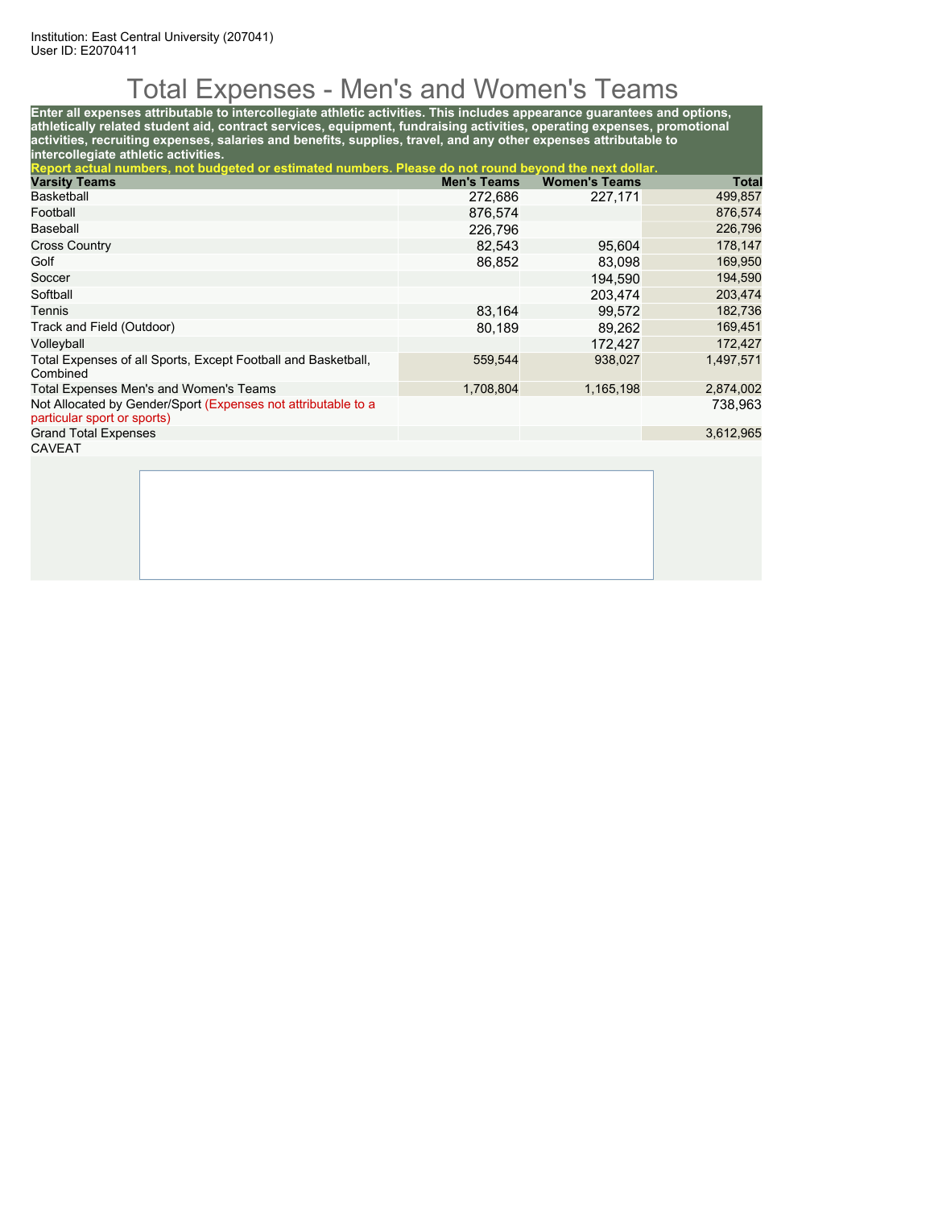Institution: East Central University (207041)
User ID: E2070411

# Total Expenses - Men's and Women's Teams

**Enter all expenses attributable to intercollegiate athletic activities. This includes appearance guarantees and options, athletically related student aid, contract services, equipment, fundraising activities, operating expenses, promotional activities, recruiting expenses, salaries and benefits, supplies, travel, and any other expenses attributable to intercollegiate athletic activities.**

**Report actual numbers, not budgeted or estimated numbers. Please do not round beyond the next dollar.**

| Varsity Teams | Men's Teams | Women's Teams | Total |
|---|---|---|---|
| Basketball | 272,686 | 227,171 | 499,857 |
| Football | 876,574 | | 876,574 |
| Baseball | 226,796 | | 226,796 |
| Cross Country | 82,543 | 95,604 | 178,147 |
| Golf | 86,852 | 83,098 | 169,950 |
| Soccer | | 194,590 | 194,590 |
| Softball | | 203,474 | 203,474 |
| Tennis | 83,164 | 99,572 | 182,736 |
| Track and Field (Outdoor) | 80,189 | 89,262 | 169,451 |
| Volleyball | | 172,427 | 172,427 |
| Total Expenses of all Sports, Except Football and Basketball, Combined | 559,544 | 938,027 | 1,497,571 |
| Total Expenses Men's and Women's Teams | 1,708,804 | 1,165,198 | 2,874,002 |
| Not Allocated by Gender/Sport (Expenses not attributable to a particular sport or sports) | | | 738,963 |
| Grand Total Expenses | | | 3,612,965 |

CAVEAT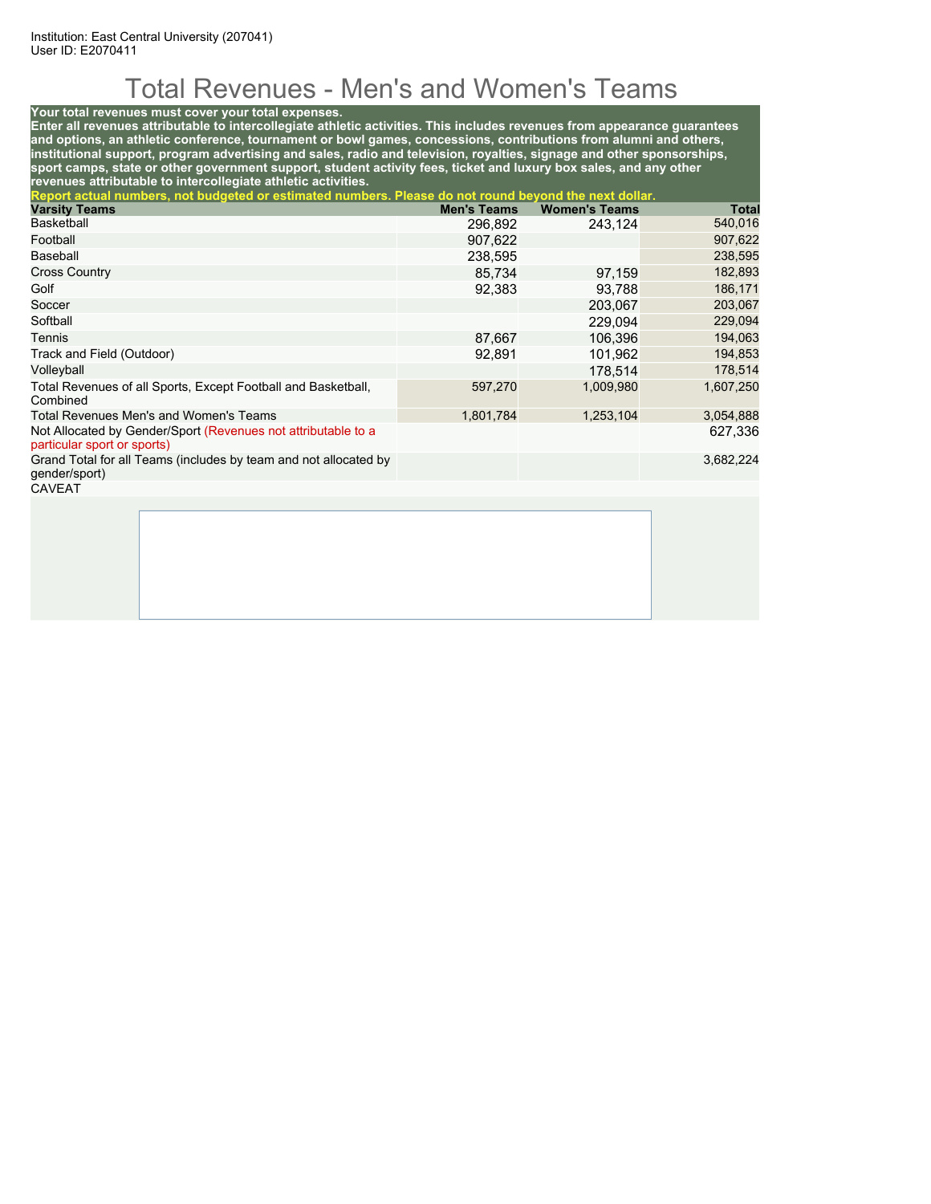Institution: East Central University (207041)
User ID: E2070411

# Total Revenues - Men's and Women's Teams

**Your total revenues must cover your total expenses.**
**Enter all revenues attributable to intercollegiate athletic activities. This includes revenues from appearance guarantees and options, an athletic conference, tournament or bowl games, concessions, contributions from alumni and others, institutional support, program advertising and sales, radio and television, royalties, signage and other sponsorships, sport camps, state or other government support, student activity fees, ticket and luxury box sales, and any other revenues attributable to intercollegiate athletic activities.**
**Report actual numbers, not budgeted or estimated numbers. Please do not round beyond the next dollar.**

| Varsity Teams | Men's Teams | Women's Teams | Total |
|---|---|---|---|
| Basketball | 296,892 | 243,124 | 540,016 |
| Football | 907,622 | | 907,622 |
| Baseball | 238,595 | | 238,595 |
| Cross Country | 85,734 | 97,159 | 182,893 |
| Golf | 92,383 | 93,788 | 186,171 |
| Soccer | | 203,067 | 203,067 |
| Softball | | 229,094 | 229,094 |
| Tennis | 87,667 | 106,396 | 194,063 |
| Track and Field (Outdoor) | 92,891 | 101,962 | 194,853 |
| Volleyball | | 178,514 | 178,514 |
| Total Revenues of all Sports, Except Football and Basketball, Combined | 597,270 | 1,009,980 | 1,607,250 |
| Total Revenues Men's and Women's Teams | 1,801,784 | 1,253,104 | 3,054,888 |
| Not Allocated by Gender/Sport (Revenues not attributable to a particular sport or sports) | | | 627,336 |
| Grand Total for all Teams (includes by team and not allocated by gender/sport) | | | 3,682,224 |

CAVEAT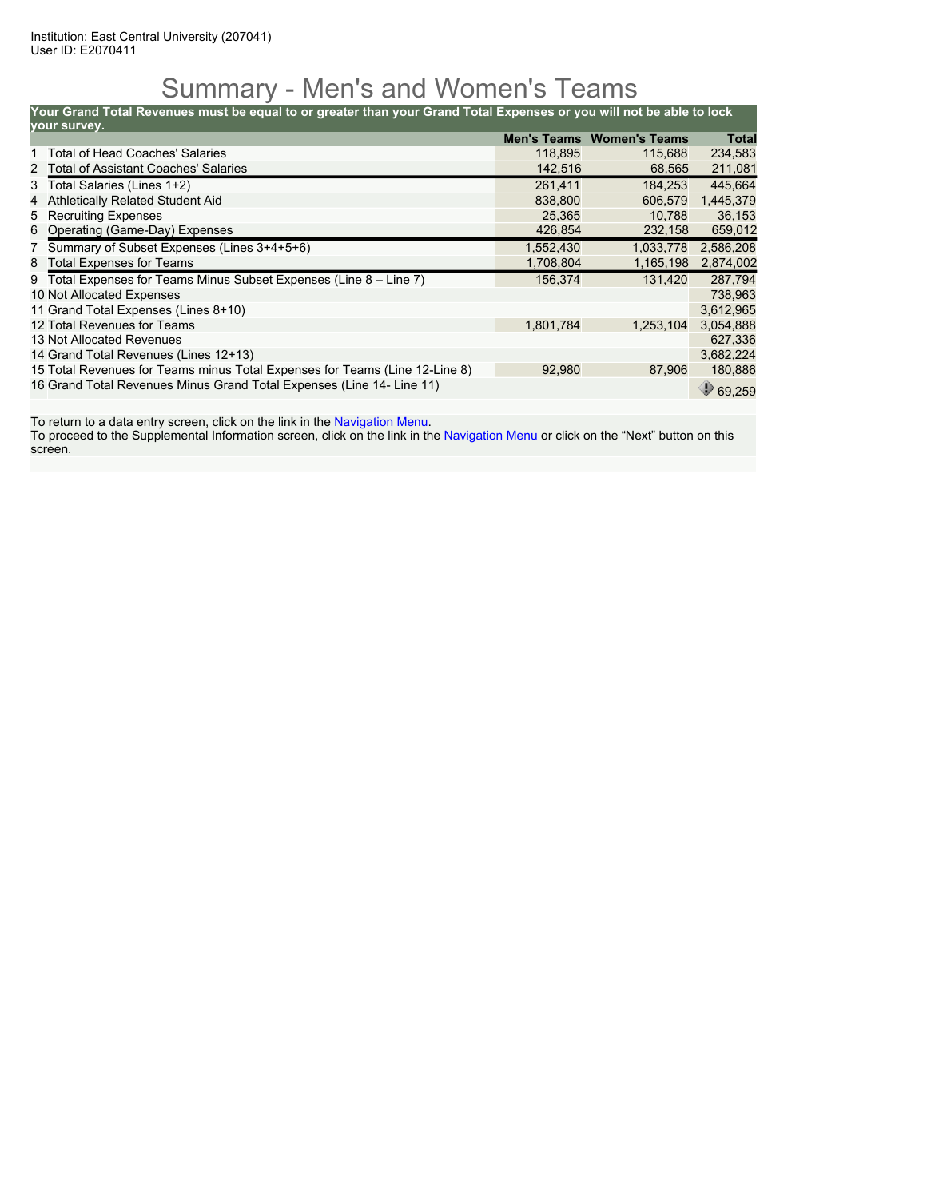Institution: East Central University (207041)
User ID: E2070411

# Summary - Men's and Women's Teams

**Your Grand Total Revenues must be equal to or greater than your Grand Total Expenses or you will not be able to lock your survey.**

| | | Men's Teams | Women's Teams | Total |
|---|---|---|---|---|
| 1 | Total of Head Coaches' Salaries | 118,895 | 115,688 | 234,583 |
| 2 | Total of Assistant Coaches' Salaries | 142,516 | 68,565 | 211,081 |
| 3 | Total Salaries (Lines 1+2) | 261,411 | 184,253 | 445,664 |
| 4 | Athletically Related Student Aid | 838,800 | 606,579 | 1,445,379 |
| 5 | Recruiting Expenses | 25,365 | 10,788 | 36,153 |
| 6 | Operating (Game-Day) Expenses | 426,854 | 232,158 | 659,012 |
| 7 | Summary of Subset Expenses (Lines 3+4+5+6) | 1,552,430 | 1,033,778 | 2,586,208 |
| 8 | Total Expenses for Teams | 1,708,804 | 1,165,198 | 2,874,002 |
| 9 | Total Expenses for Teams Minus Subset Expenses (Line 8 – Line 7) | 156,374 | 131,420 | 287,794 |
| 10 | Not Allocated Expenses | | | 738,963 |
| 11 | Grand Total Expenses (Lines 8+10) | | | 3,612,965 |
| 12 | Total Revenues for Teams | 1,801,784 | 1,253,104 | 3,054,888 |
| 13 | Not Allocated Revenues | | | 627,336 |
| 14 | Grand Total Revenues (Lines 12+13) | | | 3,682,224 |
| 15 | Total Revenues for Teams minus Total Expenses for Teams (Line 12-Line 8) | 92,980 | 87,906 | 180,886 |
| 16 | Grand Total Revenues Minus Grand Total Expenses (Line 14- Line 11) | | | 69,259 |

To return to a data entry screen, click on the link in the Navigation Menu.
To proceed to the Supplemental Information screen, click on the link in the Navigation Menu or click on the "Next" button on this screen.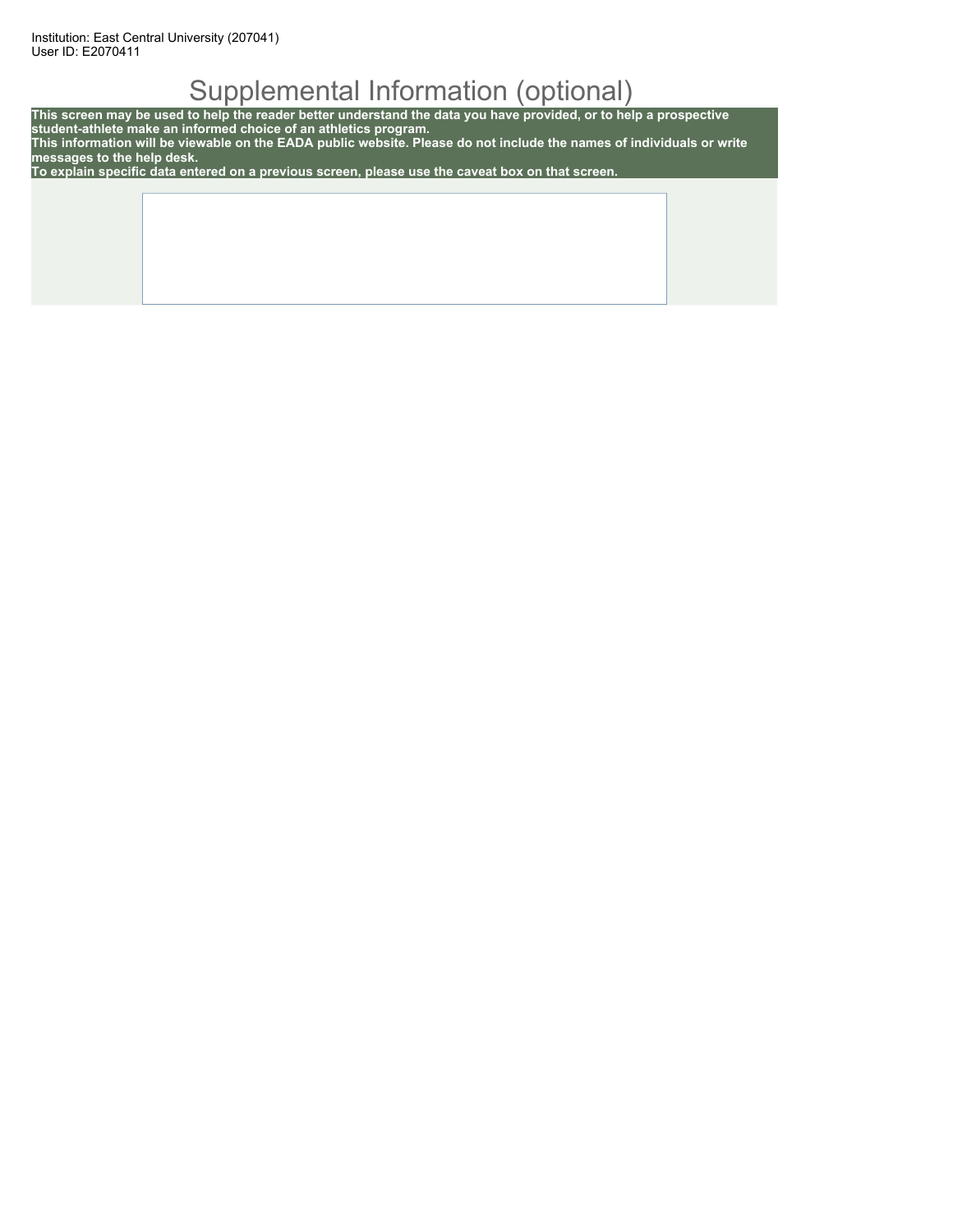Institution: East Central University (207041)
User ID: E2070411

# Supplemental Information (optional)

**This screen may be used to help the reader better understand the data you have provided, or to help a prospective student-athlete make an informed choice of an athletics program.**
**This information will be viewable on the EADA public website. Please do not include the names of individuals or write messages to the help desk.**
**To explain specific data entered on a previous screen, please use the caveat box on that screen.**